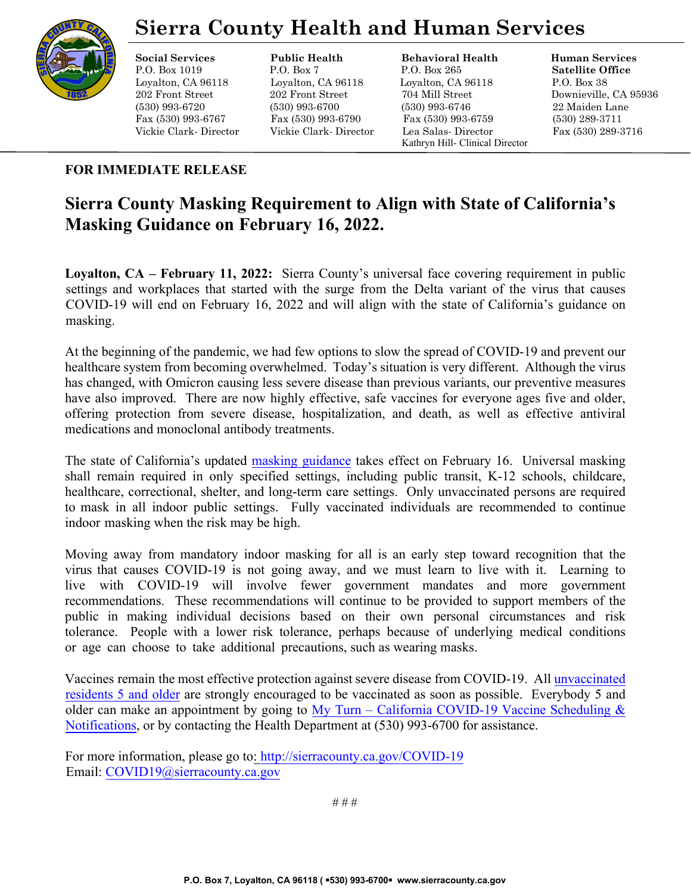# Sierra County Health and Human Services

**Social Services**
P.O. Box 1019
Loyalton, CA 96118
202 Front Street
(530) 993-6720
Fax (530) 993-6767
Vickie Clark- Director

**Public Health**
P.O. Box 7
Loyalton, CA 96118
202 Front Street
(530) 993-6700
Fax (530) 993-6790
Vickie Clark- Director

**Behavioral Health**
P.O. Box 265
Loyalton, CA 96118
704 Mill Street
(530) 993-6746
Fax (530) 993-6759
Lea Salas- Director
Kathryn Hill- Clinical Director

**Human Services Satellite Office**
P.O. Box 38
Downieville, CA 95936
22 Maiden Lane
(530) 289-3711
Fax (530) 289-3716

**FOR IMMEDIATE RELEASE**

## Sierra County Masking Requirement to Align with State of California's Masking Guidance on February 16, 2022.

**Loyalton, CA – February 11, 2022:** Sierra County's universal face covering requirement in public settings and workplaces that started with the surge from the Delta variant of the virus that causes COVID-19 will end on February 16, 2022 and will align with the state of California's guidance on masking.

At the beginning of the pandemic, we had few options to slow the spread of COVID-19 and prevent our healthcare system from becoming overwhelmed. Today's situation is very different. Although the virus has changed, with Omicron causing less severe disease than previous variants, our preventive measures have also improved. There are now highly effective, safe vaccines for everyone ages five and older, offering protection from severe disease, hospitalization, and death, as well as effective antiviral medications and monoclonal antibody treatments.

The state of California's updated masking guidance takes effect on February 16. Universal masking shall remain required in only specified settings, including public transit, K-12 schools, childcare, healthcare, correctional, shelter, and long-term care settings. Only unvaccinated persons are required to mask in all indoor public settings. Fully vaccinated individuals are recommended to continue indoor masking when the risk may be high.

Moving away from mandatory indoor masking for all is an early step toward recognition that the virus that causes COVID-19 is not going away, and we must learn to live with it. Learning to live with COVID-19 will involve fewer government mandates and more government recommendations. These recommendations will continue to be provided to support members of the public in making individual decisions based on their own personal circumstances and risk tolerance. People with a lower risk tolerance, perhaps because of underlying medical conditions or age can choose to take additional precautions, such as wearing masks.

Vaccines remain the most effective protection against severe disease from COVID-19. All unvaccinated residents 5 and older are strongly encouraged to be vaccinated as soon as possible. Everybody 5 and older can make an appointment by going to My Turn – California COVID-19 Vaccine Scheduling & Notifications, or by contacting the Health Department at (530) 993-6700 for assistance.

For more information, please go to: http://sierracounty.ca.gov/COVID-19
Email: COVID19@sierracounty.ca.gov

# # #

P.O. Box 7, Loyalton, CA 96118 ( ▪530) 993-6700▪ www.sierracounty.ca.gov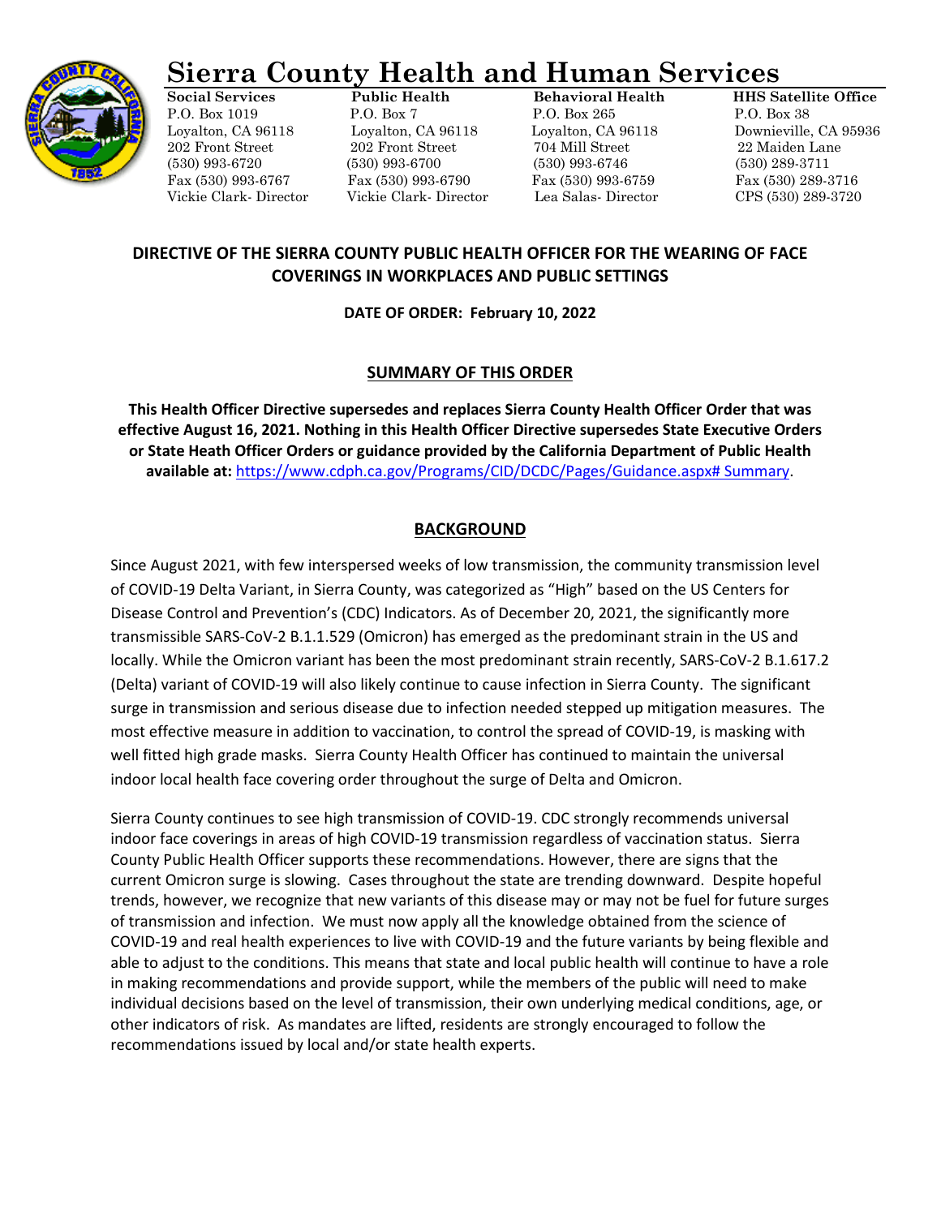# Sierra County Health and Human Services

**Social Services**
P.O. Box 1019
Loyalton, CA 96118
202 Front Street
(530) 993-6720
Fax (530) 993-6767
Vickie Clark- Director

**Public Health**
P.O. Box 7
Loyalton, CA 96118
202 Front Street
(530) 993-6700
Fax (530) 993-6790
Vickie Clark- Director

**Behavioral Health**
P.O. Box 265
Loyalton, CA 96118
704 Mill Street
(530) 993-6746
Fax (530) 993-6759
Lea Salas- Director

**HHS Satellite Office**
P.O. Box 38
Downieville, CA 95936
22 Maiden Lane
(530) 289-3711
Fax (530) 289-3716
CPS (530) 289-3720

## DIRECTIVE OF THE SIERRA COUNTY PUBLIC HEALTH OFFICER FOR THE WEARING OF FACE COVERINGS IN WORKPLACES AND PUBLIC SETTINGS

**DATE OF ORDER: February 10, 2022**

## SUMMARY OF THIS ORDER

**This Health Officer Directive supersedes and replaces Sierra County Health Officer Order that was effective August 16, 2021. Nothing in this Health Officer Directive supersedes State Executive Orders or State Heath Officer Orders or guidance provided by the California Department of Public Health available at:** https://www.cdph.ca.gov/Programs/CID/DCDC/Pages/Guidance.aspx# Summary.

## BACKGROUND

Since August 2021, with few interspersed weeks of low transmission, the community transmission level of COVID-19 Delta Variant, in Sierra County, was categorized as "High" based on the US Centers for Disease Control and Prevention's (CDC) Indicators. As of December 20, 2021, the significantly more transmissible SARS-CoV-2 B.1.1.529 (Omicron) has emerged as the predominant strain in the US and locally. While the Omicron variant has been the most predominant strain recently, SARS-CoV-2 B.1.617.2 (Delta) variant of COVID-19 will also likely continue to cause infection in Sierra County. The significant surge in transmission and serious disease due to infection needed stepped up mitigation measures. The most effective measure in addition to vaccination, to control the spread of COVID-19, is masking with well fitted high grade masks. Sierra County Health Officer has continued to maintain the universal indoor local health face covering order throughout the surge of Delta and Omicron.

Sierra County continues to see high transmission of COVID-19. CDC strongly recommends universal indoor face coverings in areas of high COVID-19 transmission regardless of vaccination status. Sierra County Public Health Officer supports these recommendations. However, there are signs that the current Omicron surge is slowing. Cases throughout the state are trending downward. Despite hopeful trends, however, we recognize that new variants of this disease may or may not be fuel for future surges of transmission and infection. We must now apply all the knowledge obtained from the science of COVID-19 and real health experiences to live with COVID-19 and the future variants by being flexible and able to adjust to the conditions. This means that state and local public health will continue to have a role in making recommendations and provide support, while the members of the public will need to make individual decisions based on the level of transmission, their own underlying medical conditions, age, or other indicators of risk. As mandates are lifted, residents are strongly encouraged to follow the recommendations issued by local and/or state health experts.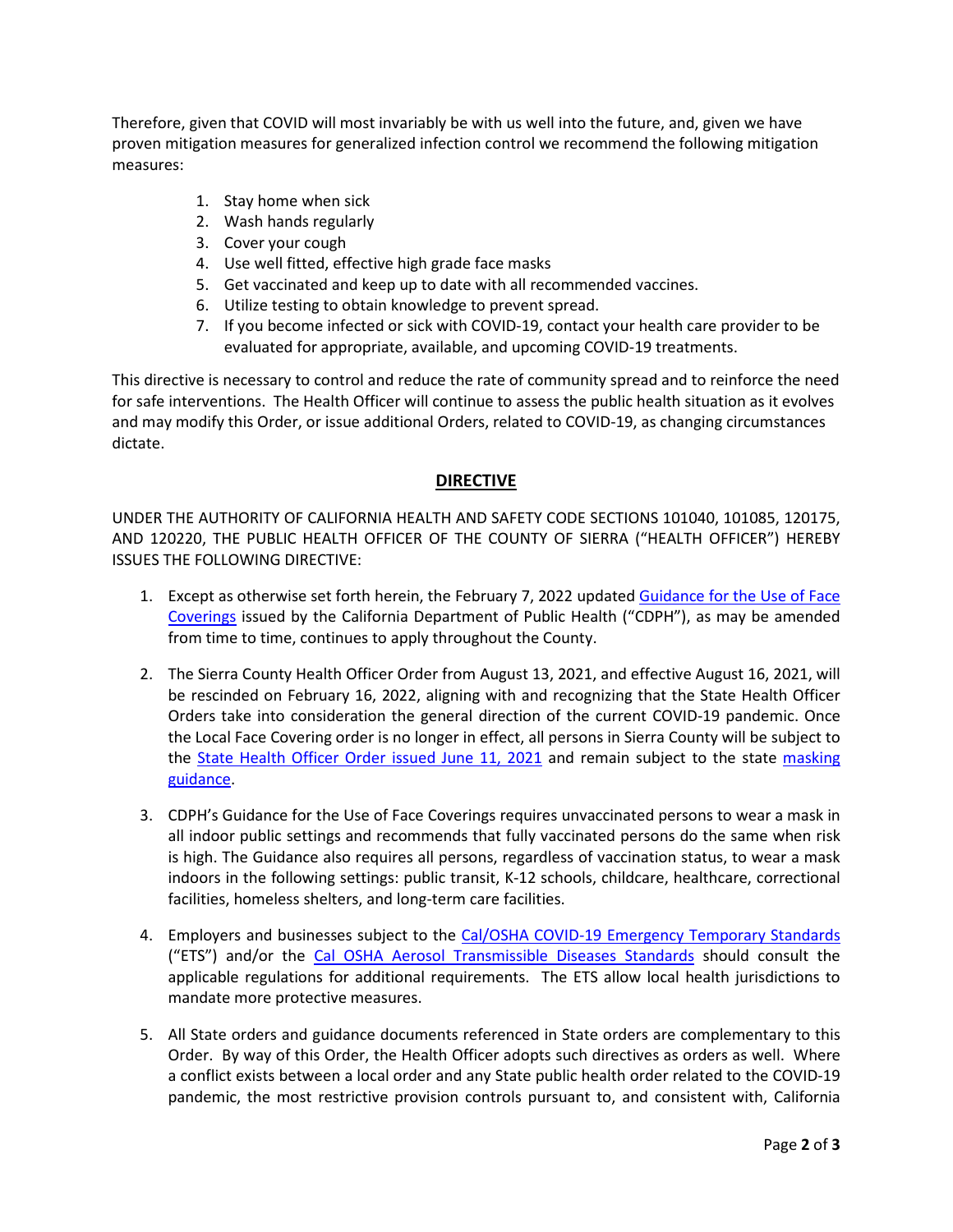Therefore, given that COVID will most invariably be with us well into the future, and, given we have proven mitigation measures for generalized infection control we recommend the following mitigation measures:

1. Stay home when sick
2. Wash hands regularly
3. Cover your cough
4. Use well fitted, effective high grade face masks
5. Get vaccinated and keep up to date with all recommended vaccines.
6. Utilize testing to obtain knowledge to prevent spread.
7. If you become infected or sick with COVID-19, contact your health care provider to be evaluated for appropriate, available, and upcoming COVID-19 treatments.

This directive is necessary to control and reduce the rate of community spread and to reinforce the need for safe interventions. The Health Officer will continue to assess the public health situation as it evolves and may modify this Order, or issue additional Orders, related to COVID-19, as changing circumstances dictate.

## DIRECTIVE

UNDER THE AUTHORITY OF CALIFORNIA HEALTH AND SAFETY CODE SECTIONS 101040, 101085, 120175, AND 120220, THE PUBLIC HEALTH OFFICER OF THE COUNTY OF SIERRA ("HEALTH OFFICER") HEREBY ISSUES THE FOLLOWING DIRECTIVE:

1. Except as otherwise set forth herein, the February 7, 2022 updated Guidance for the Use of Face Coverings issued by the California Department of Public Health ("CDPH"), as may be amended from time to time, continues to apply throughout the County.

2. The Sierra County Health Officer Order from August 13, 2021, and effective August 16, 2021, will be rescinded on February 16, 2022, aligning with and recognizing that the State Health Officer Orders take into consideration the general direction of the current COVID-19 pandemic. Once the Local Face Covering order is no longer in effect, all persons in Sierra County will be subject to the State Health Officer Order issued June 11, 2021 and remain subject to the state masking guidance.

3. CDPH's Guidance for the Use of Face Coverings requires unvaccinated persons to wear a mask in all indoor public settings and recommends that fully vaccinated persons do the same when risk is high. The Guidance also requires all persons, regardless of vaccination status, to wear a mask indoors in the following settings: public transit, K-12 schools, childcare, healthcare, correctional facilities, homeless shelters, and long-term care facilities.

4. Employers and businesses subject to the Cal/OSHA COVID-19 Emergency Temporary Standards ("ETS") and/or the Cal OSHA Aerosol Transmissible Diseases Standards should consult the applicable regulations for additional requirements. The ETS allow local health jurisdictions to mandate more protective measures.

5. All State orders and guidance documents referenced in State orders are complementary to this Order. By way of this Order, the Health Officer adopts such directives as orders as well. Where a conflict exists between a local order and any State public health order related to the COVID-19 pandemic, the most restrictive provision controls pursuant to, and consistent with, California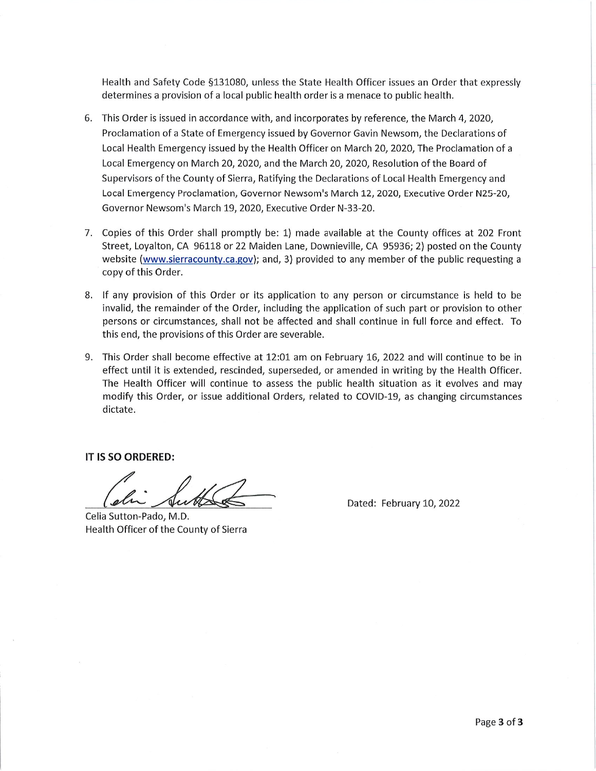Health and Safety Code §131080, unless the State Health Officer issues an Order that expressly determines a provision of a local public health order is a menace to public health.

6. This Order is issued in accordance with, and incorporates by reference, the March 4, 2020, Proclamation of a State of Emergency issued by Governor Gavin Newsom, the Declarations of Local Health Emergency issued by the Health Officer on March 20, 2020, The Proclamation of a Local Emergency on March 20, 2020, and the March 20, 2020, Resolution of the Board of Supervisors of the County of Sierra, Ratifying the Declarations of Local Health Emergency and Local Emergency Proclamation, Governor Newsom's March 12, 2020, Executive Order N25-20, Governor Newsom's March 19, 2020, Executive Order N-33-20.

7. Copies of this Order shall promptly be: 1) made available at the County offices at 202 Front Street, Loyalton, CA 96118 or 22 Maiden Lane, Downieville, CA 95936; 2) posted on the County website (www.sierracounty.ca.gov); and, 3) provided to any member of the public requesting a copy of this Order.

8. If any provision of this Order or its application to any person or circumstance is held to be invalid, the remainder of the Order, including the application of such part or provision to other persons or circumstances, shall not be affected and shall continue in full force and effect. To this end, the provisions of this Order are severable.

9. This Order shall become effective at 12:01 am on February 16, 2022 and will continue to be in effect until it is extended, rescinded, superseded, or amended in writing by the Health Officer. The Health Officer will continue to assess the public health situation as it evolves and may modify this Order, or issue additional Orders, related to COVID-19, as changing circumstances dictate.

**IT IS SO ORDERED:**

Celia Sutton-Pado, M.D.
Health Officer of the County of Sierra

Dated: February 10, 2022